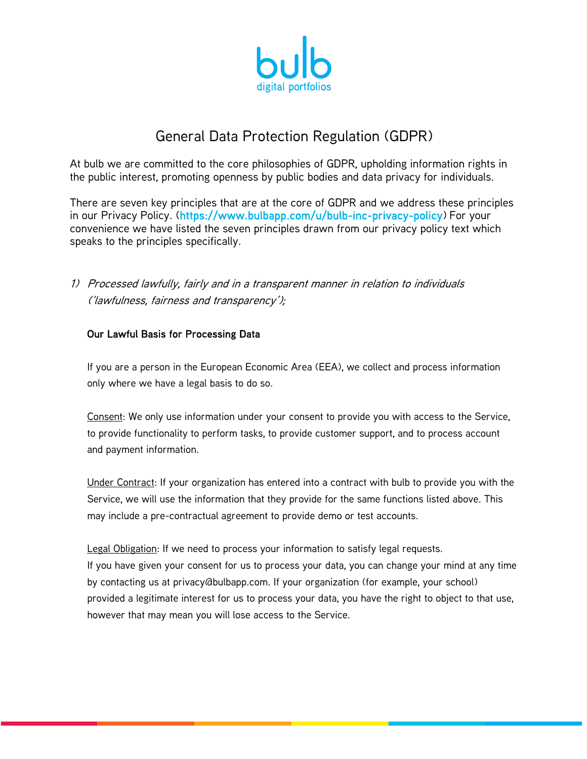bulb

digital portfolios

# General Data Protection Regulation (GDPR)

At bulb we are committed to the core philosophies of GDPR, upholding information rights in the public interest, promoting openness by public bodies and data privacy for individuals.

There are seven key principles that are at the core of GDPR and we address these principles in our Privacy Policy. (https://www.bulbapp.com/u/bulb-inc-privacy-policy) For your convenience we have listed the seven principles drawn from our privacy policy text which speaks to the principles specifically.

1) *Processed lawfully, fairly and in a transparent manner in relation to individuals ('lawfulness, fairness and transparency');*

**Our Lawful Basis for Processing Data**

If you are a person in the European Economic Area (EEA), we collect and process information only where we have a legal basis to do so.

Consent: We only use information under your consent to provide you with access to the Service, to provide functionality to perform tasks, to provide customer support, and to process account and payment information.

Under Contract: If your organization has entered into a contract with bulb to provide you with the Service, we will use the information that they provide for the same functions listed above. This may include a pre-contractual agreement to provide demo or test accounts.

Legal Obligation: If we need to process your information to satisfy legal requests.
If you have given your consent for us to process your data, you can change your mind at any time by contacting us at privacy@bulbapp.com. If your organization (for example, your school) provided a legitimate interest for us to process your data, you have the right to object to that use, however that may mean you will lose access to the Service.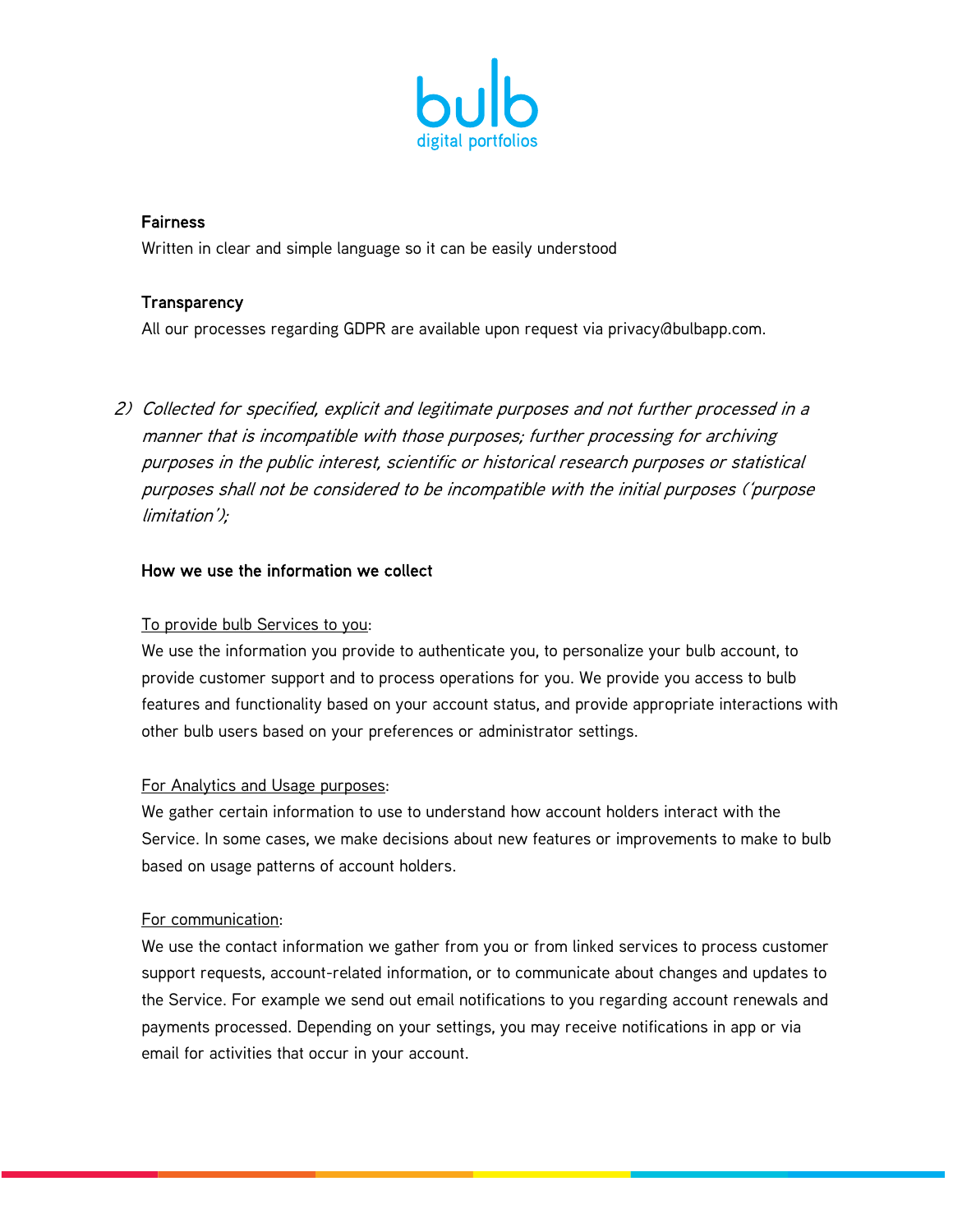**Fairness**

Written in clear and simple language so it can be easily understood

**Transparency**

All our processes regarding GDPR are available upon request via privacy@bulbapp.com.

2) *Collected for specified, explicit and legitimate purposes and not further processed in a manner that is incompatible with those purposes; further processing for archiving purposes in the public interest, scientific or historical research purposes or statistical purposes shall not be considered to be incompatible with the initial purposes ('purpose limitation');*

**How we use the information we collect**

To provide bulb Services to you:

We use the information you provide to authenticate you, to personalize your bulb account, to provide customer support and to process operations for you. We provide you access to bulb features and functionality based on your account status, and provide appropriate interactions with other bulb users based on your preferences or administrator settings.

For Analytics and Usage purposes:

We gather certain information to use to understand how account holders interact with the Service. In some cases, we make decisions about new features or improvements to make to bulb based on usage patterns of account holders.

For communication:

We use the contact information we gather from you or from linked services to process customer support requests, account-related information, or to communicate about changes and updates to the Service. For example we send out email notifications to you regarding account renewals and payments processed. Depending on your settings, you may receive notifications in app or via email for activities that occur in your account.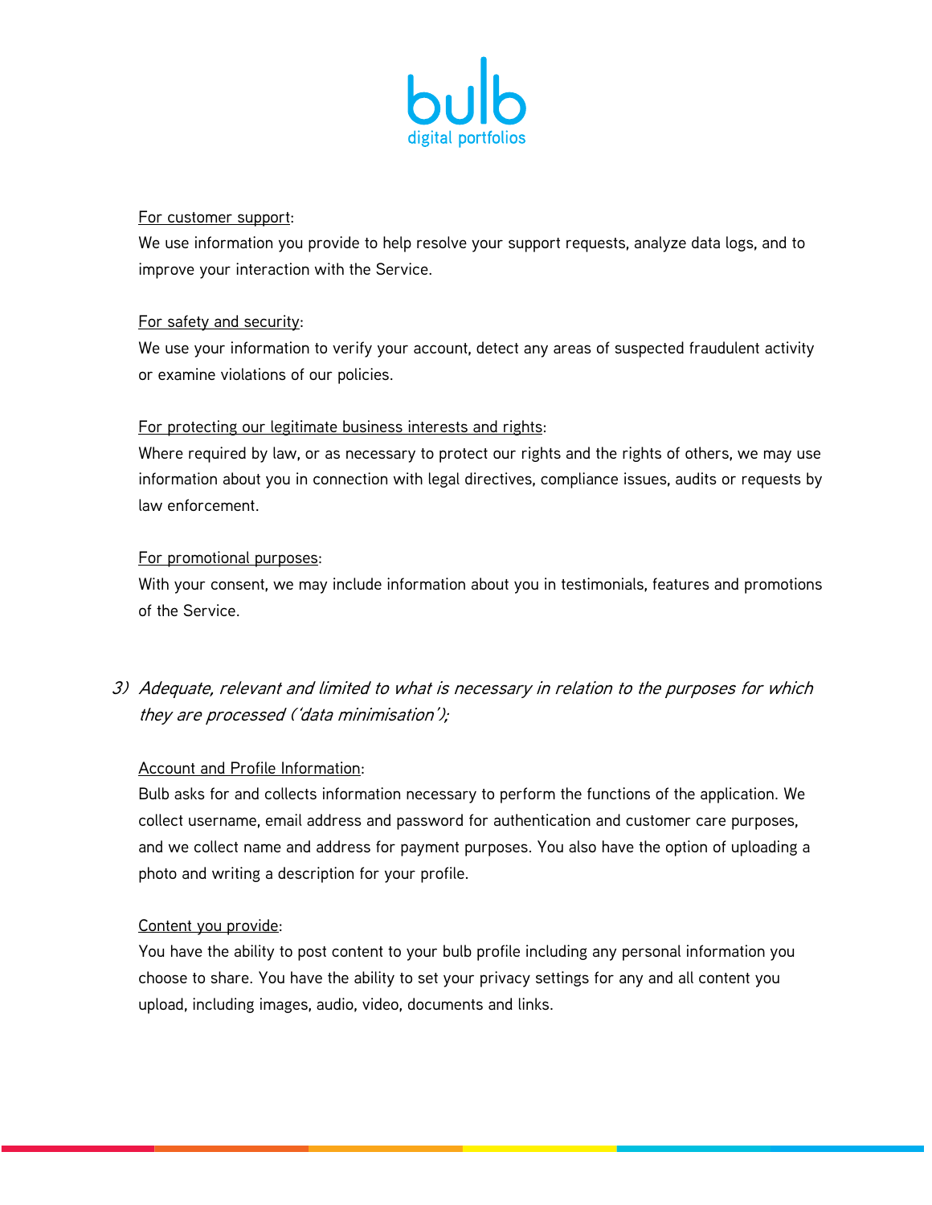<u>For customer support</u>:
We use information you provide to help resolve your support requests, analyze data logs, and to improve your interaction with the Service.

<u>For safety and security</u>:
We use your information to verify your account, detect any areas of suspected fraudulent activity or examine violations of our policies.

<u>For protecting our legitimate business interests and rights</u>:
Where required by law, or as necessary to protect our rights and the rights of others, we may use information about you in connection with legal directives, compliance issues, audits or requests by law enforcement.

<u>For promotional purposes</u>:
With your consent, we may include information about you in testimonials, features and promotions of the Service.

3) *Adequate, relevant and limited to what is necessary in relation to the purposes for which they are processed ('data minimisation');*

<u>Account and Profile Information</u>:
Bulb asks for and collects information necessary to perform the functions of the application. We collect username, email address and password for authentication and customer care purposes, and we collect name and address for payment purposes. You also have the option of uploading a photo and writing a description for your profile.

<u>Content you provide</u>:
You have the ability to post content to your bulb profile including any personal information you choose to share. You have the ability to set your privacy settings for any and all content you upload, including images, audio, video, documents and links.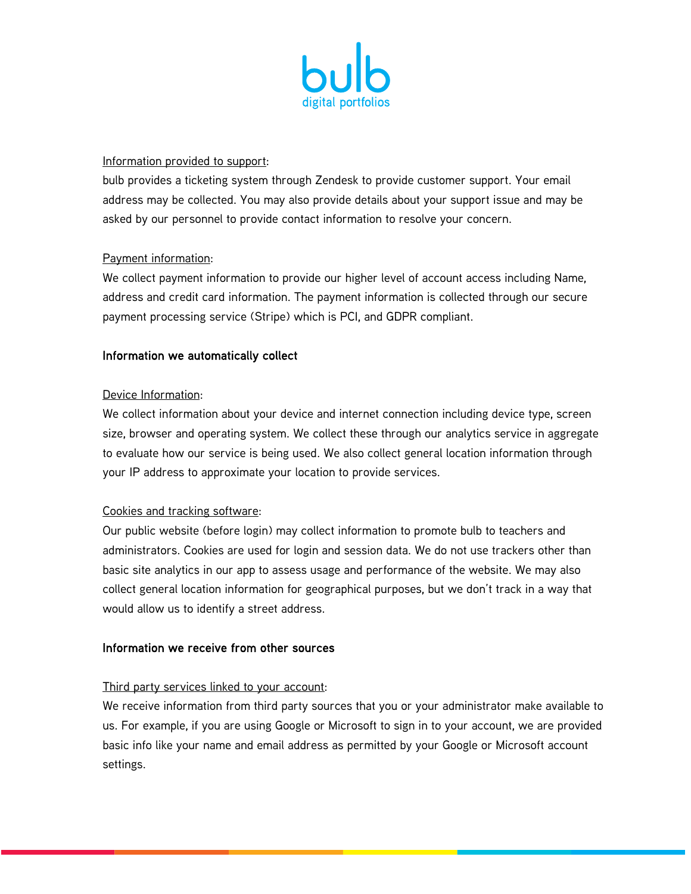Information provided to support:
bulb provides a ticketing system through Zendesk to provide customer support. Your email address may be collected. You may also provide details about your support issue and may be asked by our personnel to provide contact information to resolve your concern.

Payment information:
We collect payment information to provide our higher level of account access including Name, address and credit card information. The payment information is collected through our secure payment processing service (Stripe) which is PCI, and GDPR compliant.

**Information we automatically collect**

Device Information:
We collect information about your device and internet connection including device type, screen size, browser and operating system. We collect these through our analytics service in aggregate to evaluate how our service is being used. We also collect general location information through your IP address to approximate your location to provide services.

Cookies and tracking software:
Our public website (before login) may collect information to promote bulb to teachers and administrators. Cookies are used for login and session data. We do not use trackers other than basic site analytics in our app to assess usage and performance of the website. We may also collect general location information for geographical purposes, but we don't track in a way that would allow us to identify a street address.

**Information we receive from other sources**

Third party services linked to your account:
We receive information from third party sources that you or your administrator make available to us. For example, if you are using Google or Microsoft to sign in to your account, we are provided basic info like your name and email address as permitted by your Google or Microsoft account settings.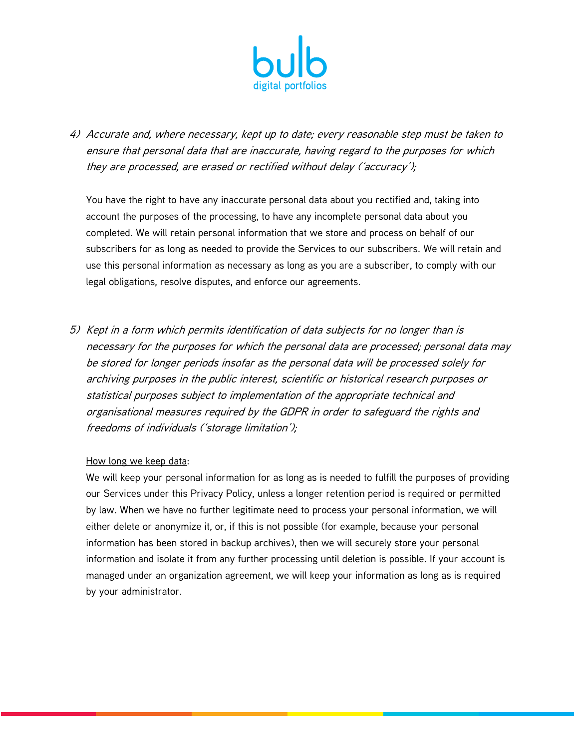4) *Accurate and, where necessary, kept up to date; every reasonable step must be taken to ensure that personal data that are inaccurate, having regard to the purposes for which they are processed, are erased or rectified without delay ('accuracy');*

   You have the right to have any inaccurate personal data about you rectified and, taking into account the purposes of the processing, to have any incomplete personal data about you completed. We will retain personal information that we store and process on behalf of our subscribers for as long as needed to provide the Services to our subscribers. We will retain and use this personal information as necessary as long as you are a subscriber, to comply with our legal obligations, resolve disputes, and enforce our agreements.

5) *Kept in a form which permits identification of data subjects for no longer than is necessary for the purposes for which the personal data are processed; personal data may be stored for longer periods insofar as the personal data will be processed solely for archiving purposes in the public interest, scientific or historical research purposes or statistical purposes subject to implementation of the appropriate technical and organisational measures required by the GDPR in order to safeguard the rights and freedoms of individuals ('storage limitation');*

   <u>How long we keep data</u>:
   We will keep your personal information for as long as is needed to fulfill the purposes of providing our Services under this Privacy Policy, unless a longer retention period is required or permitted by law. When we have no further legitimate need to process your personal information, we will either delete or anonymize it, or, if this is not possible (for example, because your personal information has been stored in backup archives), then we will securely store your personal information and isolate it from any further processing until deletion is possible. If your account is managed under an organization agreement, we will keep your information as long as is required by your administrator.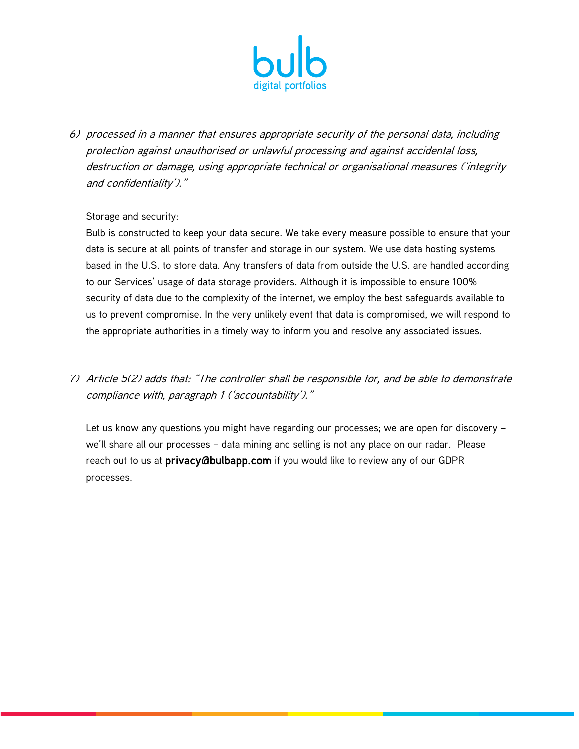6) *processed in a manner that ensures appropriate security of the personal data, including protection against unauthorised or unlawful processing and against accidental loss, destruction or damage, using appropriate technical or organisational measures ('integrity and confidentiality')."*

   Storage and security:
   Bulb is constructed to keep your data secure. We take every measure possible to ensure that your data is secure at all points of transfer and storage in our system. We use data hosting systems based in the U.S. to store data. Any transfers of data from outside the U.S. are handled according to our Services' usage of data storage providers. Although it is impossible to ensure 100% security of data due to the complexity of the internet, we employ the best safeguards available to us to prevent compromise. In the very unlikely event that data is compromised, we will respond to the appropriate authorities in a timely way to inform you and resolve any associated issues.

7) *Article 5(2) adds that: "The controller shall be responsible for, and be able to demonstrate compliance with, paragraph 1 ('accountability')."*

   Let us know any questions you might have regarding our processes; we are open for discovery – we'll share all our processes – data mining and selling is not any place on our radar. Please reach out to us at **privacy@bulbapp.com** if you would like to review any of our GDPR processes.